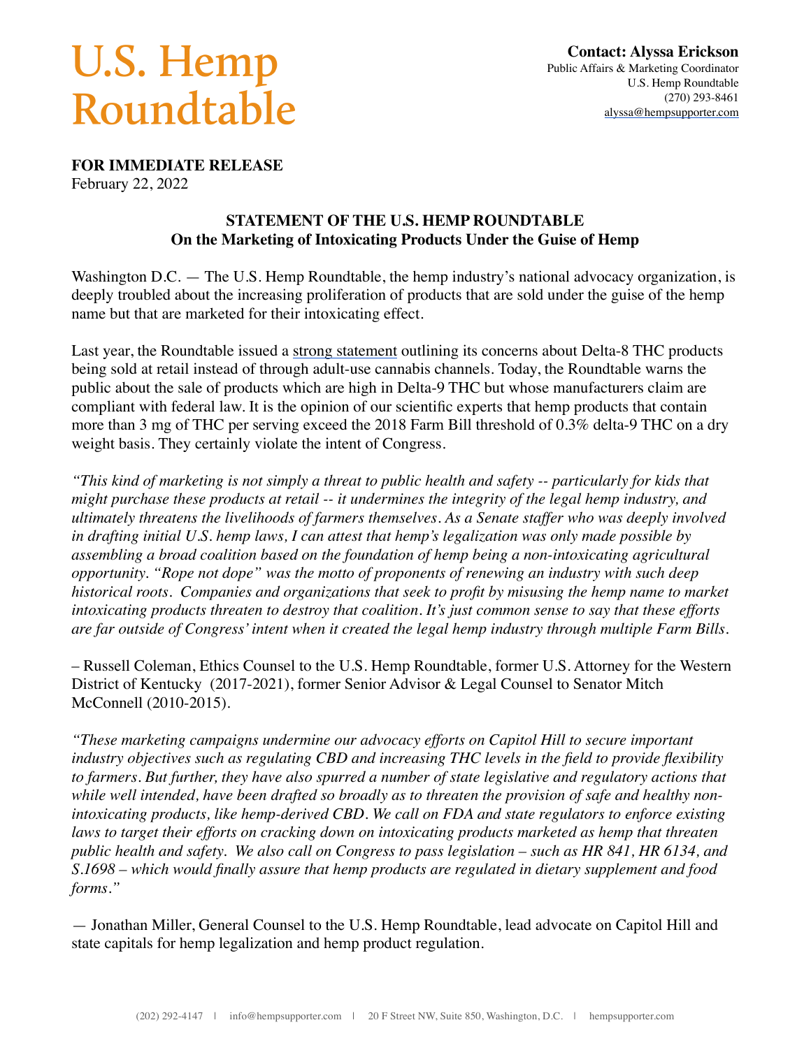# U.S. Hemp Roundtable

**Contact: Alyssa Erickson**
Public Affairs & Marketing Coordinator
U.S. Hemp Roundtable
(270) 293-8461
alyssa@hempsupporter.com

**FOR IMMEDIATE RELEASE**
February 22, 2022

**STATEMENT OF THE U.S. HEMP ROUNDTABLE**
**On the Marketing of Intoxicating Products Under the Guise of Hemp**

Washington D.C. — The U.S. Hemp Roundtable, the hemp industry's national advocacy organization, is deeply troubled about the increasing proliferation of products that are sold under the guise of the hemp name but that are marketed for their intoxicating effect.

Last year, the Roundtable issued a strong statement outlining its concerns about Delta-8 THC products being sold at retail instead of through adult-use cannabis channels. Today, the Roundtable warns the public about the sale of products which are high in Delta-9 THC but whose manufacturers claim are compliant with federal law. It is the opinion of our scientific experts that hemp products that contain more than 3 mg of THC per serving exceed the 2018 Farm Bill threshold of 0.3% delta-9 THC on a dry weight basis. They certainly violate the intent of Congress.

*"This kind of marketing is not simply a threat to public health and safety -- particularly for kids that might purchase these products at retail -- it undermines the integrity of the legal hemp industry, and ultimately threatens the livelihoods of farmers themselves. As a Senate staffer who was deeply involved in drafting initial U.S. hemp laws, I can attest that hemp's legalization was only made possible by assembling a broad coalition based on the foundation of hemp being a non-intoxicating agricultural opportunity. "Rope not dope" was the motto of proponents of renewing an industry with such deep historical roots. Companies and organizations that seek to profit by misusing the hemp name to market intoxicating products threaten to destroy that coalition. It's just common sense to say that these efforts are far outside of Congress' intent when it created the legal hemp industry through multiple Farm Bills.*

– Russell Coleman, Ethics Counsel to the U.S. Hemp Roundtable, former U.S. Attorney for the Western District of Kentucky (2017-2021), former Senior Advisor & Legal Counsel to Senator Mitch McConnell (2010-2015).

*"These marketing campaigns undermine our advocacy efforts on Capitol Hill to secure important industry objectives such as regulating CBD and increasing THC levels in the field to provide flexibility to farmers. But further, they have also spurred a number of state legislative and regulatory actions that while well intended, have been drafted so broadly as to threaten the provision of safe and healthy non-intoxicating products, like hemp-derived CBD. We call on FDA and state regulators to enforce existing laws to target their efforts on cracking down on intoxicating products marketed as hemp that threaten public health and safety. We also call on Congress to pass legislation – such as HR 841, HR 6134, and S.1698 – which would finally assure that hemp products are regulated in dietary supplement and food forms."*

— Jonathan Miller, General Counsel to the U.S. Hemp Roundtable, lead advocate on Capitol Hill and state capitals for hemp legalization and hemp product regulation.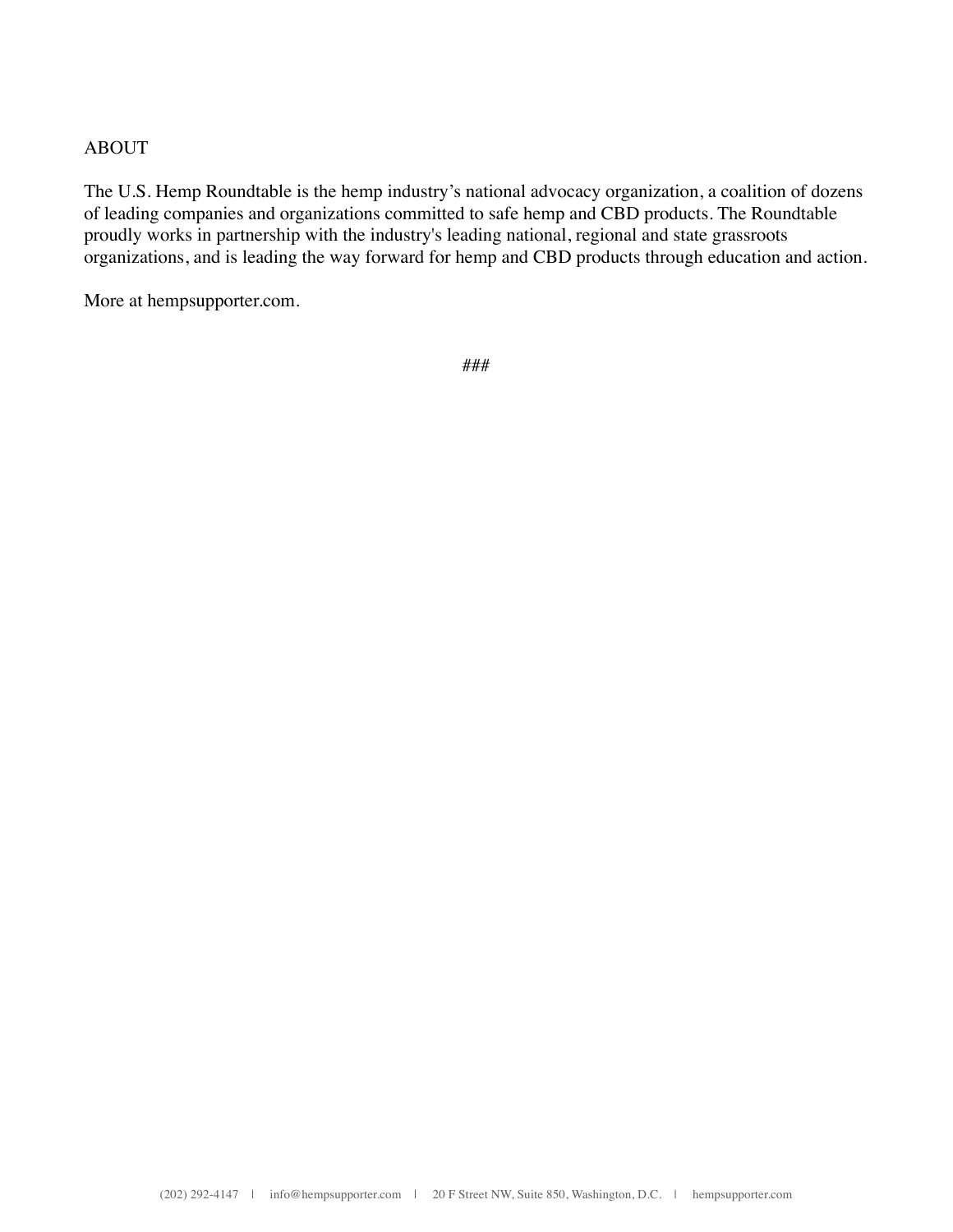ABOUT

The U.S. Hemp Roundtable is the hemp industry's national advocacy organization, a coalition of dozens of leading companies and organizations committed to safe hemp and CBD products. The Roundtable proudly works in partnership with the industry's leading national, regional and state grassroots organizations, and is leading the way forward for hemp and CBD products through education and action.

More at hempsupporter.com.

###

(202) 292-4147 | info@hempsupporter.com | 20 F Street NW, Suite 850, Washington, D.C. | hempsupporter.com